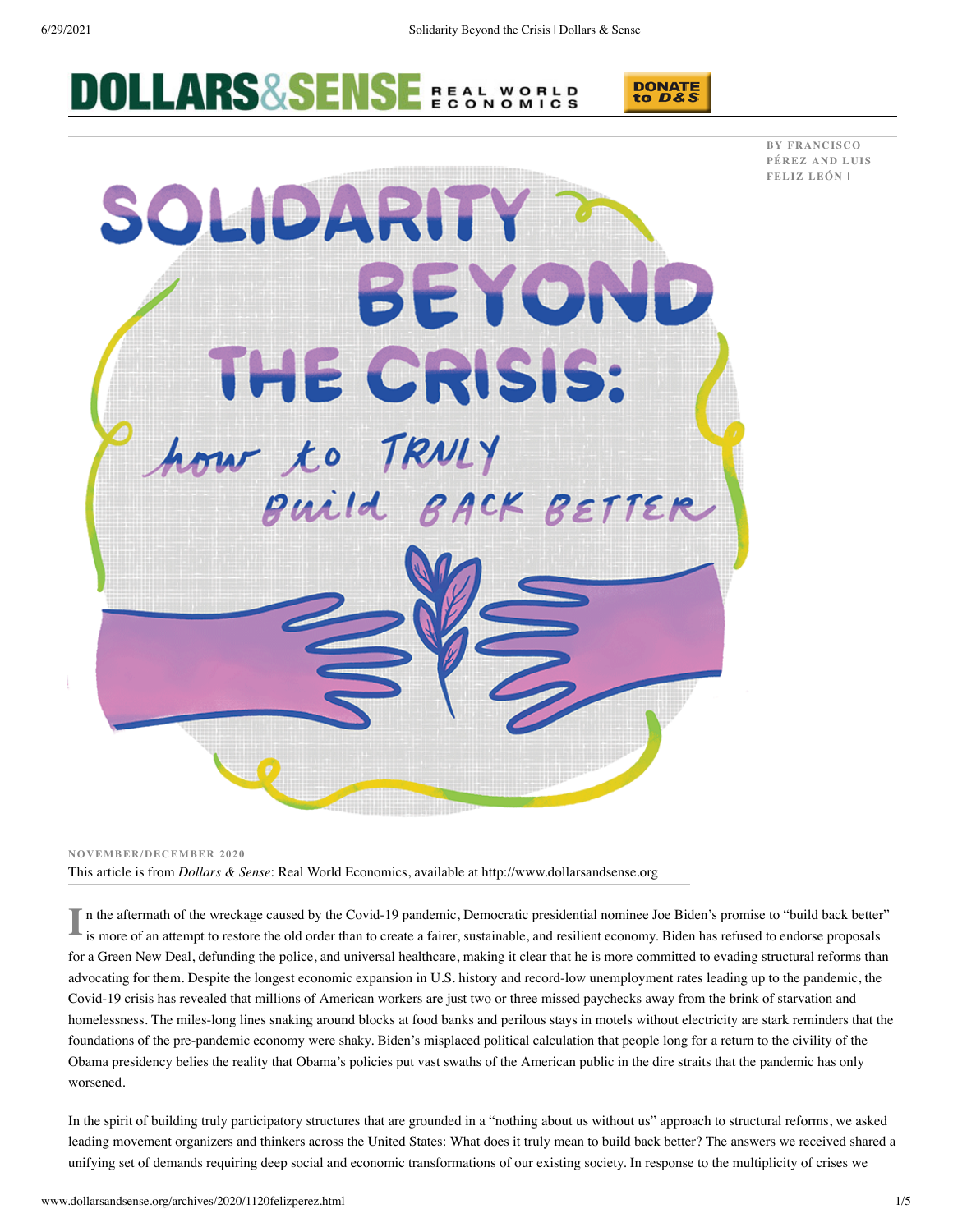# Solidarity Beyond the Crisis: How to Truly Build Back Better

BY FRANCISCO PÉREZ AND LUIS FELIZ LEÓN |

NOVEMBER/DECEMBER 2020

This article is from *Dollars & Sense*: Real World Economics, available at http://www.dollarsandsense.org

In the aftermath of the wreckage caused by the Covid-19 pandemic, Democratic presidential nominee Joe Biden's promise to "build back better" is more of an attempt to restore the old order than to create a fairer, sustainable, and resilient economy. Biden has refused to endorse proposals for a Green New Deal, defunding the police, and universal healthcare, making it clear that he is more committed to evading structural reforms than advocating for them. Despite the longest economic expansion in U.S. history and record-low unemployment rates leading up to the pandemic, the Covid-19 crisis has revealed that millions of American workers are just two or three missed paychecks away from the brink of starvation and homelessness. The miles-long lines snaking around blocks at food banks and perilous stays in motels without electricity are stark reminders that the foundations of the pre-pandemic economy were shaky. Biden's misplaced political calculation that people long for a return to the civility of the Obama presidency belies the reality that Obama's policies put vast swaths of the American public in the dire straits that the pandemic has only worsened.

In the spirit of building truly participatory structures that are grounded in a "nothing about us without us" approach to structural reforms, we asked leading movement organizers and thinkers across the United States: What does it truly mean to build back better? The answers we received shared a unifying set of demands requiring deep social and economic transformations of our existing society. In response to the multiplicity of crises we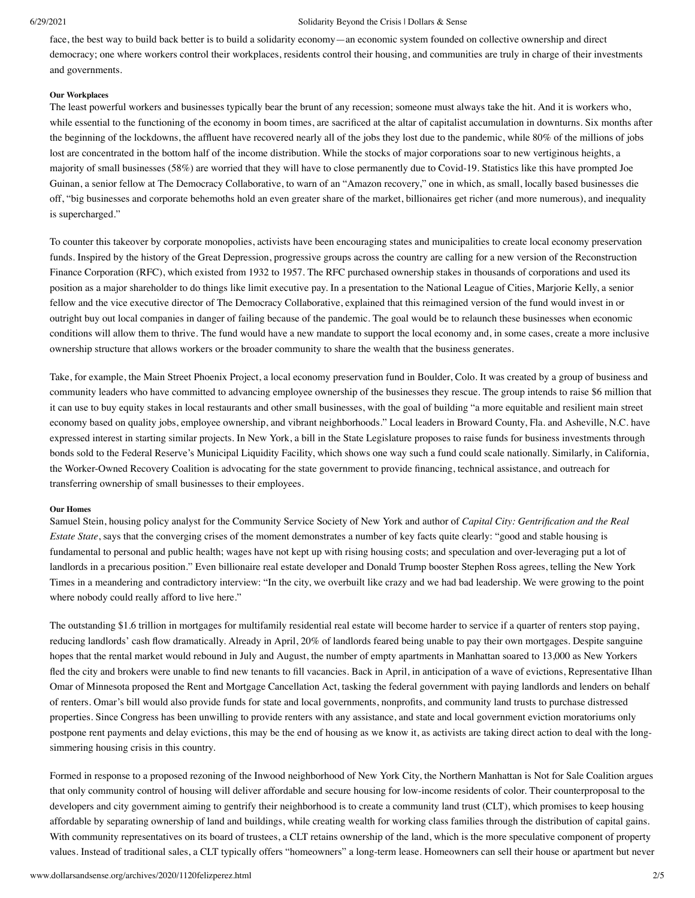face, the best way to build back better is to build a solidarity economy—an economic system founded on collective ownership and direct democracy; one where workers control their workplaces, residents control their housing, and communities are truly in charge of their investments and governments.

#### Our Workplaces

The least powerful workers and businesses typically bear the brunt of any recession; someone must always take the hit. And it is workers who, while essential to the functioning of the economy in boom times, are sacrificed at the altar of capitalist accumulation in downturns. Six months after the beginning of the lockdowns, the affluent have recovered nearly all of the jobs they lost due to the pandemic, while 80% of the millions of jobs lost are concentrated in the bottom half of the income distribution. While the stocks of major corporations soar to new vertiginous heights, a majority of small businesses (58%) are worried that they will have to close permanently due to Covid-19. Statistics like this have prompted Joe Guinan, a senior fellow at The Democracy Collaborative, to warn of an "Amazon recovery," one in which, as small, locally based businesses die off, "big businesses and corporate behemoths hold an even greater share of the market, billionaires get richer (and more numerous), and inequality is supercharged."

To counter this takeover by corporate monopolies, activists have been encouraging states and municipalities to create local economy preservation funds. Inspired by the history of the Great Depression, progressive groups across the country are calling for a new version of the Reconstruction Finance Corporation (RFC), which existed from 1932 to 1957. The RFC purchased ownership stakes in thousands of corporations and used its position as a major shareholder to do things like limit executive pay. In a presentation to the National League of Cities, Marjorie Kelly, a senior fellow and the vice executive director of The Democracy Collaborative, explained that this reimagined version of the fund would invest in or outright buy out local companies in danger of failing because of the pandemic. The goal would be to relaunch these businesses when economic conditions will allow them to thrive. The fund would have a new mandate to support the local economy and, in some cases, create a more inclusive ownership structure that allows workers or the broader community to share the wealth that the business generates.

Take, for example, the Main Street Phoenix Project, a local economy preservation fund in Boulder, Colo. It was created by a group of business and community leaders who have committed to advancing employee ownership of the businesses they rescue. The group intends to raise $6 million that it can use to buy equity stakes in local restaurants and other small businesses, with the goal of building "a more equitable and resilient main street economy based on quality jobs, employee ownership, and vibrant neighborhoods." Local leaders in Broward County, Fla. and Asheville, N.C. have expressed interest in starting similar projects. In New York, a bill in the State Legislature proposes to raise funds for business investments through bonds sold to the Federal Reserve's Municipal Liquidity Facility, which shows one way such a fund could scale nationally. Similarly, in California, the Worker-Owned Recovery Coalition is advocating for the state government to provide financing, technical assistance, and outreach for transferring ownership of small businesses to their employees.

#### Our Homes

Samuel Stein, housing policy analyst for the Community Service Society of New York and author of *Capital City: Gentrification and the Real Estate State*, says that the converging crises of the moment demonstrates a number of key facts quite clearly: "good and stable housing is fundamental to personal and public health; wages have not kept up with rising housing costs; and speculation and over-leveraging put a lot of landlords in a precarious position." Even billionaire real estate developer and Donald Trump booster Stephen Ross agrees, telling the New York Times in a meandering and contradictory interview: "In the city, we overbuilt like crazy and we had bad leadership. We were growing to the point where nobody could really afford to live here."

The outstanding $1.6 trillion in mortgages for multifamily residential real estate will become harder to service if a quarter of renters stop paying, reducing landlords' cash flow dramatically. Already in April, 20% of landlords feared being unable to pay their own mortgages. Despite sanguine hopes that the rental market would rebound in July and August, the number of empty apartments in Manhattan soared to 13,000 as New Yorkers fled the city and brokers were unable to find new tenants to fill vacancies. Back in April, in anticipation of a wave of evictions, Representative Ilhan Omar of Minnesota proposed the Rent and Mortgage Cancellation Act, tasking the federal government with paying landlords and lenders on behalf of renters. Omar's bill would also provide funds for state and local governments, nonprofits, and community land trusts to purchase distressed properties. Since Congress has been unwilling to provide renters with any assistance, and state and local government eviction moratoriums only postpone rent payments and delay evictions, this may be the end of housing as we know it, as activists are taking direct action to deal with the long-simmering housing crisis in this country.

Formed in response to a proposed rezoning of the Inwood neighborhood of New York City, the Northern Manhattan is Not for Sale Coalition argues that only community control of housing will deliver affordable and secure housing for low-income residents of color. Their counterproposal to the developers and city government aiming to gentrify their neighborhood is to create a community land trust (CLT), which promises to keep housing affordable by separating ownership of land and buildings, while creating wealth for working class families through the distribution of capital gains. With community representatives on its board of trustees, a CLT retains ownership of the land, which is the more speculative component of property values. Instead of traditional sales, a CLT typically offers "homeowners" a long-term lease. Homeowners can sell their house or apartment but never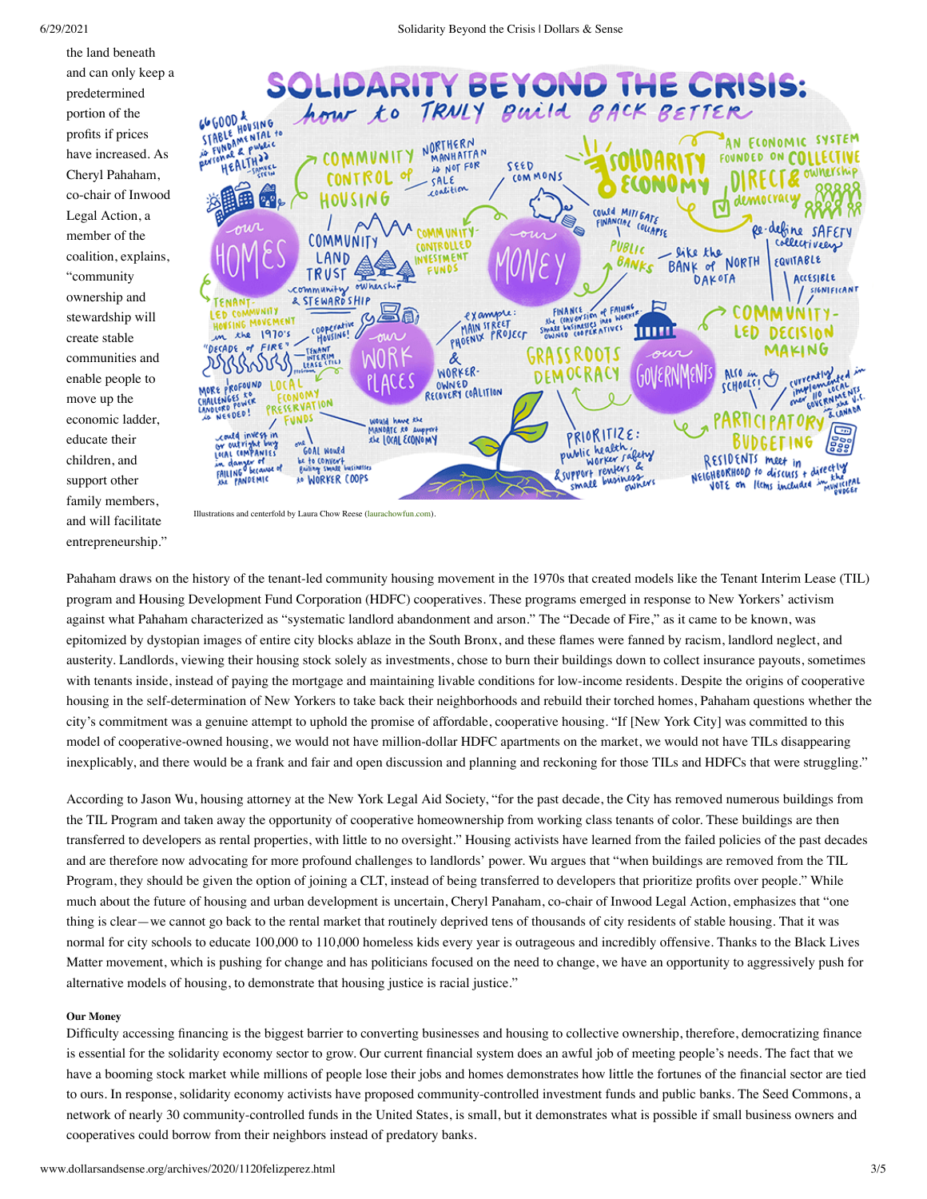the land beneath and can only keep a predetermined portion of the profits if prices have increased. As Cheryl Pahaham, co-chair of Inwood Legal Action, a member of the coalition, explains, "community ownership and stewardship will create stable communities and enable people to move up the economic ladder, educate their children, and support other family members, and will facilitate entrepreneurship."

Illustrations and centerfold by Laura Chow Reese (laurachowfun.com).

Pahaham draws on the history of the tenant-led community housing movement in the 1970s that created models like the Tenant Interim Lease (TIL) program and Housing Development Fund Corporation (HDFC) cooperatives. These programs emerged in response to New Yorkers' activism against what Pahaham characterized as "systematic landlord abandonment and arson." The "Decade of Fire," as it came to be known, was epitomized by dystopian images of entire city blocks ablaze in the South Bronx, and these flames were fanned by racism, landlord neglect, and austerity. Landlords, viewing their housing stock solely as investments, chose to burn their buildings down to collect insurance payouts, sometimes with tenants inside, instead of paying the mortgage and maintaining livable conditions for low-income residents. Despite the origins of cooperative housing in the self-determination of New Yorkers to take back their neighborhoods and rebuild their torched homes, Pahaham questions whether the city's commitment was a genuine attempt to uphold the promise of affordable, cooperative housing. "If [New York City] was committed to this model of cooperative-owned housing, we would not have million-dollar HDFC apartments on the market, we would not have TILs disappearing inexplicably, and there would be a frank and fair and open discussion and planning and reckoning for those TILs and HDFCs that were struggling."

According to Jason Wu, housing attorney at the New York Legal Aid Society, "for the past decade, the City has removed numerous buildings from the TIL Program and taken away the opportunity of cooperative homeownership from working class tenants of color. These buildings are then transferred to developers as rental properties, with little to no oversight." Housing activists have learned from the failed policies of the past decades and are therefore now advocating for more profound challenges to landlords' power. Wu argues that "when buildings are removed from the TIL Program, they should be given the option of joining a CLT, instead of being transferred to developers that prioritize profits over people." While much about the future of housing and urban development is uncertain, Cheryl Panaham, co-chair of Inwood Legal Action, emphasizes that "one thing is clear—we cannot go back to the rental market that routinely deprived tens of thousands of city residents of stable housing. That it was normal for city schools to educate 100,000 to 110,000 homeless kids every year is outrageous and incredibly offensive. Thanks to the Black Lives Matter movement, which is pushing for change and has politicians focused on the need to change, we have an opportunity to aggressively push for alternative models of housing, to demonstrate that housing justice is racial justice."

**Our Money**

Difficulty accessing financing is the biggest barrier to converting businesses and housing to collective ownership, therefore, democratizing finance is essential for the solidarity economy sector to grow. Our current financial system does an awful job of meeting people's needs. The fact that we have a booming stock market while millions of people lose their jobs and homes demonstrates how little the fortunes of the financial sector are tied to ours. In response, solidarity economy activists have proposed community-controlled investment funds and public banks. The Seed Commons, a network of nearly 30 community-controlled funds in the United States, is small, but it demonstrates what is possible if small business owners and cooperatives could borrow from their neighbors instead of predatory banks.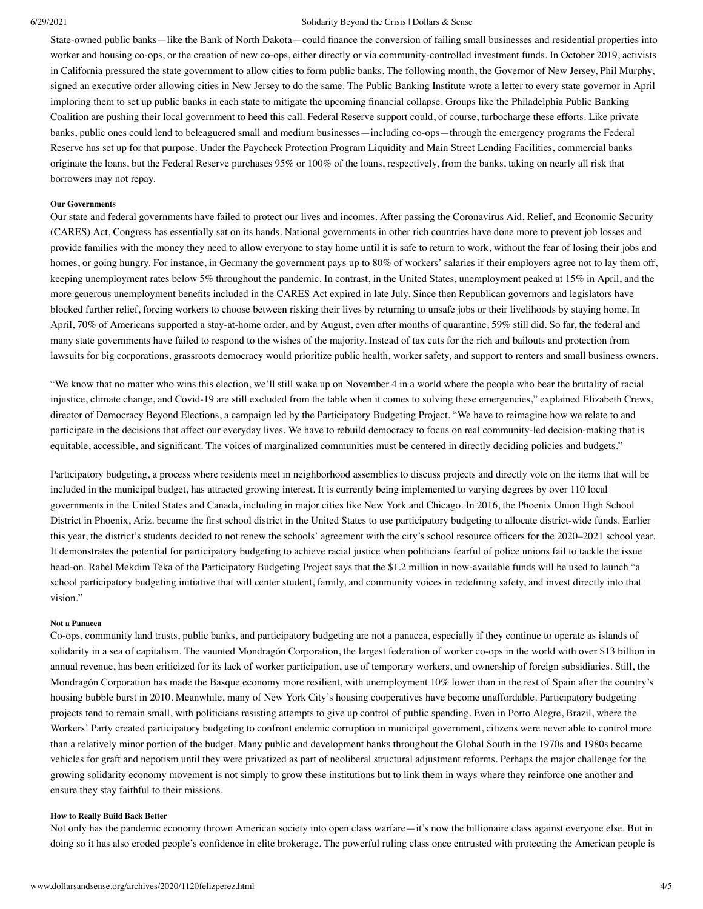State-owned public banks—like the Bank of North Dakota—could finance the conversion of failing small businesses and residential properties into worker and housing co-ops, or the creation of new co-ops, either directly or via community-controlled investment funds. In October 2019, activists in California pressured the state government to allow cities to form public banks. The following month, the Governor of New Jersey, Phil Murphy, signed an executive order allowing cities in New Jersey to do the same. The Public Banking Institute wrote a letter to every state governor in April imploring them to set up public banks in each state to mitigate the upcoming financial collapse. Groups like the Philadelphia Public Banking Coalition are pushing their local government to heed this call. Federal Reserve support could, of course, turbocharge these efforts. Like private banks, public ones could lend to beleaguered small and medium businesses—including co-ops—through the emergency programs the Federal Reserve has set up for that purpose. Under the Paycheck Protection Program Liquidity and Main Street Lending Facilities, commercial banks originate the loans, but the Federal Reserve purchases 95% or 100% of the loans, respectively, from the banks, taking on nearly all risk that borrowers may not repay.

#### Our Governments

Our state and federal governments have failed to protect our lives and incomes. After passing the Coronavirus Aid, Relief, and Economic Security (CARES) Act, Congress has essentially sat on its hands. National governments in other rich countries have done more to prevent job losses and provide families with the money they need to allow everyone to stay home until it is safe to return to work, without the fear of losing their jobs and homes, or going hungry. For instance, in Germany the government pays up to 80% of workers' salaries if their employers agree not to lay them off, keeping unemployment rates below 5% throughout the pandemic. In contrast, in the United States, unemployment peaked at 15% in April, and the more generous unemployment benefits included in the CARES Act expired in late July. Since then Republican governors and legislators have blocked further relief, forcing workers to choose between risking their lives by returning to unsafe jobs or their livelihoods by staying home. In April, 70% of Americans supported a stay-at-home order, and by August, even after months of quarantine, 59% still did. So far, the federal and many state governments have failed to respond to the wishes of the majority. Instead of tax cuts for the rich and bailouts and protection from lawsuits for big corporations, grassroots democracy would prioritize public health, worker safety, and support to renters and small business owners.

"We know that no matter who wins this election, we'll still wake up on November 4 in a world where the people who bear the brutality of racial injustice, climate change, and Covid-19 are still excluded from the table when it comes to solving these emergencies," explained Elizabeth Crews, director of Democracy Beyond Elections, a campaign led by the Participatory Budgeting Project. "We have to reimagine how we relate to and participate in the decisions that affect our everyday lives. We have to rebuild democracy to focus on real community-led decision-making that is equitable, accessible, and significant. The voices of marginalized communities must be centered in directly deciding policies and budgets."

Participatory budgeting, a process where residents meet in neighborhood assemblies to discuss projects and directly vote on the items that will be included in the municipal budget, has attracted growing interest. It is currently being implemented to varying degrees by over 110 local governments in the United States and Canada, including in major cities like New York and Chicago. In 2016, the Phoenix Union High School District in Phoenix, Ariz. became the first school district in the United States to use participatory budgeting to allocate district-wide funds. Earlier this year, the district's students decided to not renew the schools' agreement with the city's school resource officers for the 2020–2021 school year. It demonstrates the potential for participatory budgeting to achieve racial justice when politicians fearful of police unions fail to tackle the issue head-on. Rahel Mekdim Teka of the Participatory Budgeting Project says that the $1.2 million in now-available funds will be used to launch "a school participatory budgeting initiative that will center student, family, and community voices in redefining safety, and invest directly into that vision."

#### Not a Panacea

Co-ops, community land trusts, public banks, and participatory budgeting are not a panacea, especially if they continue to operate as islands of solidarity in a sea of capitalism. The vaunted Mondragón Corporation, the largest federation of worker co-ops in the world with over $13 billion in annual revenue, has been criticized for its lack of worker participation, use of temporary workers, and ownership of foreign subsidiaries. Still, the Mondragón Corporation has made the Basque economy more resilient, with unemployment 10% lower than in the rest of Spain after the country's housing bubble burst in 2010. Meanwhile, many of New York City's housing cooperatives have become unaffordable. Participatory budgeting projects tend to remain small, with politicians resisting attempts to give up control of public spending. Even in Porto Alegre, Brazil, where the Workers' Party created participatory budgeting to confront endemic corruption in municipal government, citizens were never able to control more than a relatively minor portion of the budget. Many public and development banks throughout the Global South in the 1970s and 1980s became vehicles for graft and nepotism until they were privatized as part of neoliberal structural adjustment reforms. Perhaps the major challenge for the growing solidarity economy movement is not simply to grow these institutions but to link them in ways where they reinforce one another and ensure they stay faithful to their missions.

#### How to Really Build Back Better

Not only has the pandemic economy thrown American society into open class warfare—it's now the billionaire class against everyone else. But in doing so it has also eroded people's confidence in elite brokerage. The powerful ruling class once entrusted with protecting the American people is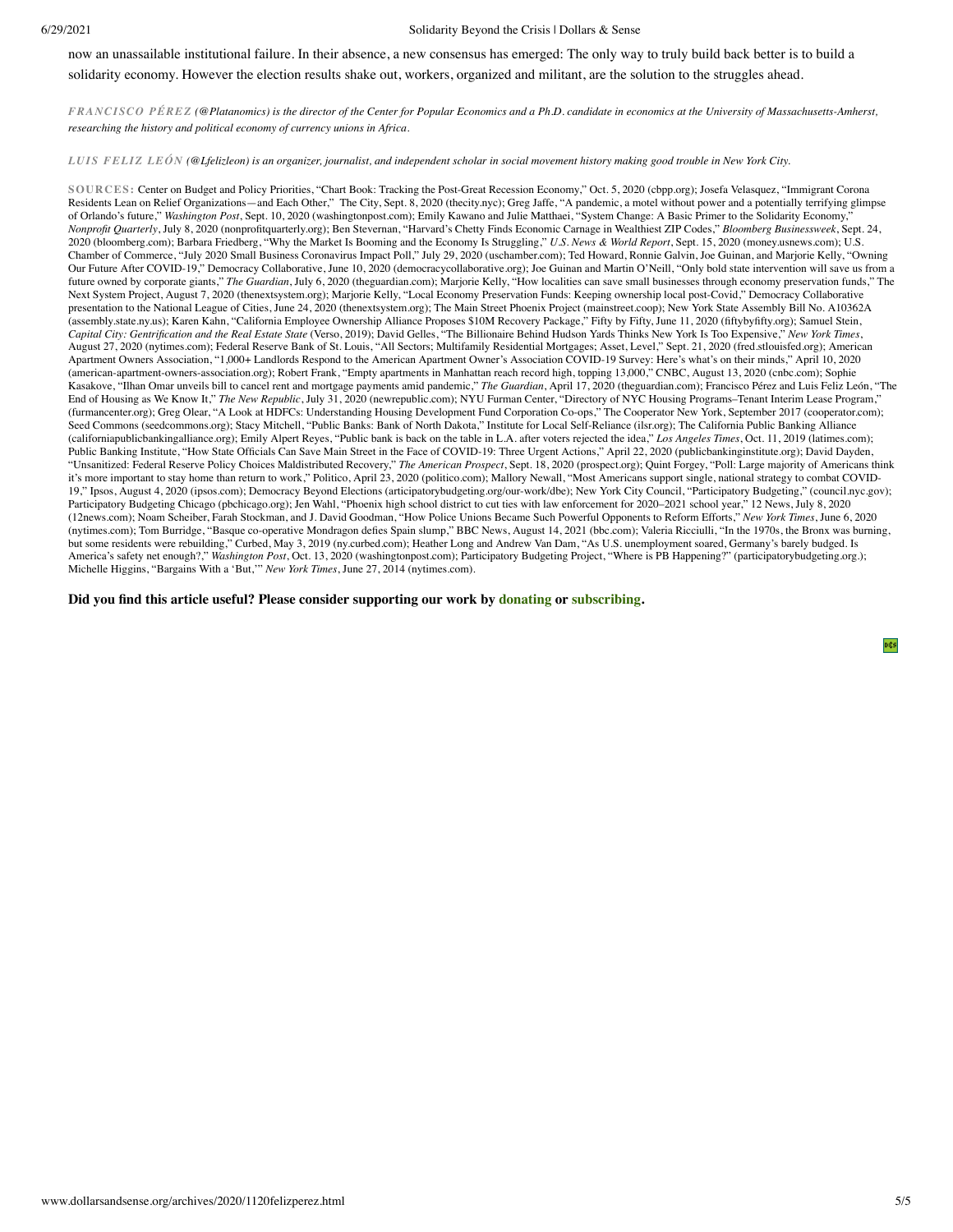now an unassailable institutional failure. In their absence, a new consensus has emerged: The only way to truly build back better is to build a solidarity economy. However the election results shake out, workers, organized and militant, are the solution to the struggles ahead.

*FRANCISCO PÉREZ (@Platanomics) is the director of the Center for Popular Economics and a Ph.D. candidate in economics at the University of Massachusetts-Amherst, researching the history and political economy of currency unions in Africa.*

*LUIS FELIZ LEÓN (@Lfelizleon) is an organizer, journalist, and independent scholar in social movement history making good trouble in New York City.*

SOURCES: Center on Budget and Policy Priorities, "Chart Book: Tracking the Post-Great Recession Economy," Oct. 5, 2020 (cbpp.org); Josefa Velasquez, "Immigrant Corona Residents Lean on Relief Organizations—and Each Other," The City, Sept. 8, 2020 (thecity.nyc); Greg Jaffe, "A pandemic, a motel without power and a potentially terrifying glimpse of Orlando's future," *Washington Post*, Sept. 10, 2020 (washingtonpost.com); Emily Kawano and Julie Matthaei, "System Change: A Basic Primer to the Solidarity Economy," *Nonprofit Quarterly*, July 8, 2020 (nonprofitquarterly.org); Ben Steverman, "Harvard's Chetty Finds Economic Carnage in Wealthiest ZIP Codes," *Bloomberg Businessweek*, Sept. 24, 2020 (bloomberg.com); Barbara Friedberg, "Why the Market Is Booming and the Economy Is Struggling," *U.S. News & World Report*, Sept. 15, 2020 (money.usnews.com); U.S. Chamber of Commerce, "July 2020 Small Business Coronavirus Impact Poll," July 29, 2020 (uschamber.com); Ted Howard, Ronnie Galvin, Joe Guinan, and Marjorie Kelly, "Owning Our Future After COVID-19," Democracy Collaborative, June 10, 2020 (democracycollaborative.org); Joe Guinan and Martin O'Neill, "Only bold state intervention will save us from a future owned by corporate giants," *The Guardian*, July 6, 2020 (theguardian.com); Marjorie Kelly, "How localities can save small businesses through economy preservation funds," The Next System Project, August 7, 2020 (thenextsystem.org); Marjorie Kelly, "Local Economy Preservation Funds: Keeping ownership local post-Covid," Democracy Collaborative presentation to the National League of Cities, June 24, 2020 (thenextsystem.org); The Main Street Phoenix Project (mainstreet.coop); New York State Assembly Bill No. A10362A (assembly.state.ny.us); Karen Kahn, "California Employee Ownership Alliance Proposes $10M Recovery Package," Fifty by Fifty, June 11, 2020 (fiftybyfifty.org); Samuel Stein, *Capital City: Gentrification and the Real Estate State* (Verso, 2019); David Gelles, "The Billionaire Behind Hudson Yards Thinks New York Is Too Expensive," *New York Times*, August 27, 2020 (nytimes.com); Federal Reserve Bank of St. Louis, "All Sectors; Multifamily Residential Mortgages; Asset, Level," Sept. 21, 2020 (fred.stlouisfed.org); American Apartment Owners Association, "1,000+ Landlords Respond to the American Apartment Owner's Association COVID-19 Survey: Here's what's on their minds," April 10, 2020 (american-apartment-owners-association.org); Robert Frank, "Empty apartments in Manhattan reach record high, topping 13,000," CNBC, August 13, 2020 (cnbc.com); Sophie Kasakove, "Ilhan Omar unveils bill to cancel rent and mortgage payments amid pandemic," *The Guardian*, April 17, 2020 (theguardian.com); Francisco Pérez and Luis Feliz León, "The End of Housing as We Know It," *The New Republic*, July 31, 2020 (newrepublic.com); NYU Furman Center, "Directory of NYC Housing Programs–Tenant Interim Lease Program," (furmancenter.org); Greg Olear, "A Look at HDFCs: Understanding Housing Development Fund Corporation Co-ops," The Cooperator New York, September 2017 (cooperator.com); Seed Commons (seedcommons.org); Stacy Mitchell, "Public Banks: Bank of North Dakota," Institute for Local Self-Reliance (ilsr.org); The California Public Banking Alliance (californiapublicbankingalliance.org); Emily Alpert Reyes, "Public bank is back on the table in L.A. after voters rejected the idea," *Los Angeles Times*, Oct. 11, 2019 (latimes.com); Public Banking Institute, "How State Officials Can Save Main Street in the Face of COVID-19: Three Urgent Actions," April 22, 2020 (publicbankinginstitute.org); David Dayden, "Unsanitized: Federal Reserve Policy Choices Maldistributed Recovery," *The American Prospect*, Sept. 18, 2020 (prospect.org); Quint Forgey, "Poll: Large majority of Americans think it's more important to stay home than return to work," Politico, April 23, 2020 (politico.com); Mallory Newall, "Most Americans support single, national strategy to combat COVID-19," Ipsos, August 4, 2020 (ipsos.com); Democracy Beyond Elections (articipatorybudgeting.org/our-work/dbe); New York City Council, "Participatory Budgeting," (council.nyc.gov); Participatory Budgeting Chicago (pbchicago.org); Jen Wahl, "Phoenix high school district to cut ties with law enforcement for 2020–2021 school year," 12 News, July 8, 2020 (12news.com); Noam Scheiber, Farah Stockman, and J. David Goodman, "How Police Unions Became Such Powerful Opponents to Reform Efforts," *New York Times*, June 6, 2020 (nytimes.com); Tom Burridge, "Basque co-operative Mondragon defies Spain slump," BBC News, August 14, 2021 (bbc.com); Valeria Ricciulli, "In the 1970s, the Bronx was burning, but some residents were rebuilding," Curbed, May 3, 2019 (ny.curbed.com); Heather Long and Andrew Van Dam, "As U.S. unemployment soared, Germany's barely budged. Is America's safety net enough?," *Washington Post*, Oct. 13, 2020 (washingtonpost.com); Participatory Budgeting Project, "Where is PB Happening?" (participatorybudgeting.org.); Michelle Higgins, "Bargains With a 'But,'" *New York Times*, June 27, 2014 (nytimes.com).

**Did you find this article useful? Please consider supporting our work by donating or subscribing.**